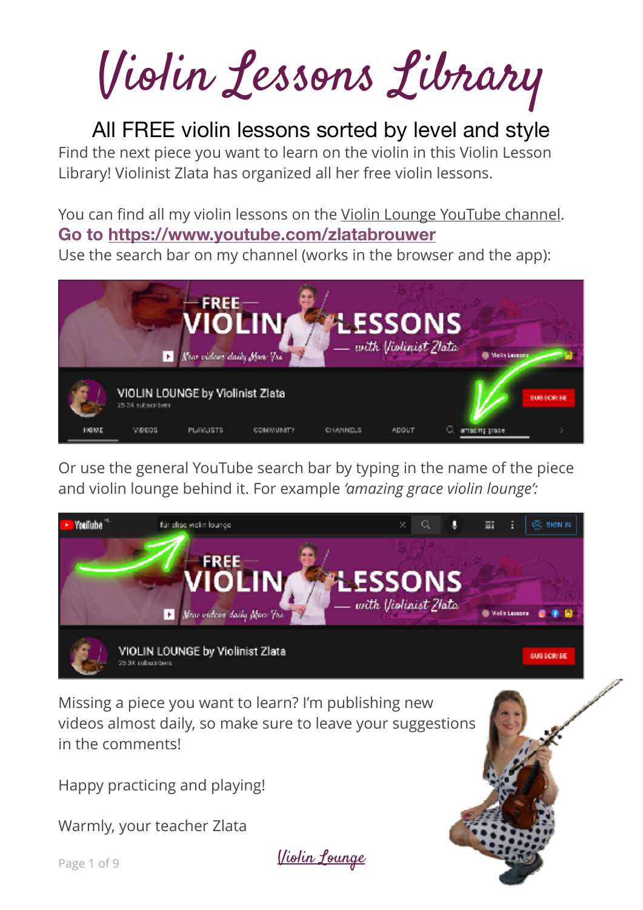# Violin Lessons Library

## All FREE violin lessons sorted by level and style

Find the next piece you want to learn on the violin in this Violin Lesson Library! Violinist Zlata has organized all her free violin lessons.

You can find all my violin lessons on the Violin Lounge YouTube channel.
**Go to https://www.youtube.com/zlatabrouwer**
Use the search bar on my channel (works in the browser and the app):

Or use the general YouTube search bar by typing in the name of the piece and violin lounge behind it. For example *'amazing grace violin lounge':*

Missing a piece you want to learn? I'm publishing new videos almost daily, so make sure to leave your suggestions in the comments!

Happy practicing and playing!

Warmly, your teacher Zlata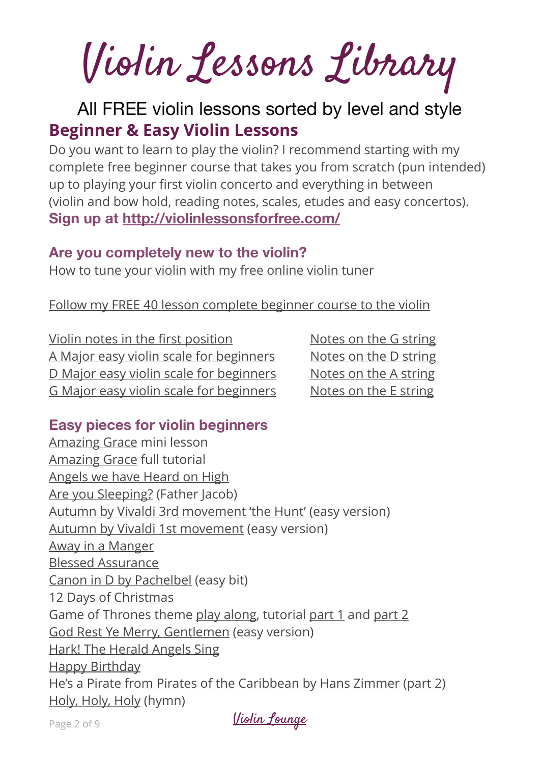# Violin Lessons Library

All FREE violin lessons sorted by level and style

## Beginner & Easy Violin Lessons

Do you want to learn to play the violin? I recommend starting with my complete free beginner course that takes you from scratch (pun intended) up to playing your first violin concerto and everything in between (violin and bow hold, reading notes, scales, etudes and easy concertos).

**Sign up at http://violinlessonsforfree.com/**

### Are you completely new to the violin?

How to tune your violin with my free online violin tuner

Follow my FREE 40 lesson complete beginner course to the violin

Violin notes in the first position
A Major easy violin scale for beginners
D Major easy violin scale for beginners
G Major easy violin scale for beginners

Notes on the G string
Notes on the D string
Notes on the A string
Notes on the E string

### Easy pieces for violin beginners

Amazing Grace mini lesson
Amazing Grace full tutorial
Angels we have Heard on High
Are you Sleeping? (Father Jacob)
Autumn by Vivaldi 3rd movement 'the Hunt' (easy version)
Autumn by Vivaldi 1st movement (easy version)
Away in a Manger
Blessed Assurance
Canon in D by Pachelbel (easy bit)
12 Days of Christmas
Game of Thrones theme play along, tutorial part 1 and part 2
God Rest Ye Merry, Gentlemen (easy version)
Hark! The Herald Angels Sing
Happy Birthday
He's a Pirate from Pirates of the Caribbean by Hans Zimmer (part 2)
Holy, Holy, Holy (hymn)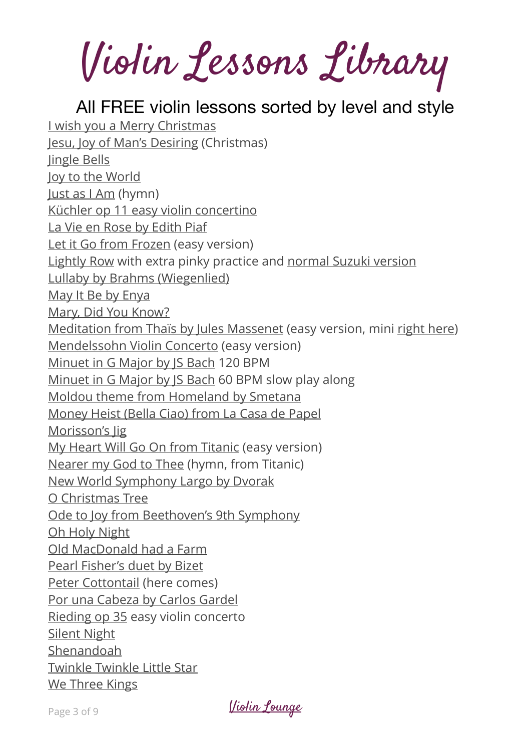# Violin Lessons Library

## All FREE violin lessons sorted by level and style

I wish you a Merry Christmas
Jesu, Joy of Man's Desiring (Christmas)
Jingle Bells
Joy to the World
Just as I Am (hymn)
Küchler op 11 easy violin concertino
La Vie en Rose by Edith Piaf
Let it Go from Frozen (easy version)
Lightly Row with extra pinky practice and normal Suzuki version
Lullaby by Brahms (Wiegenlied)
May It Be by Enya
Mary, Did You Know?
Meditation from Thaïs by Jules Massenet (easy version, mini right here)
Mendelssohn Violin Concerto (easy version)
Minuet in G Major by JS Bach 120 BPM
Minuet in G Major by JS Bach 60 BPM slow play along
Moldou theme from Homeland by Smetana
Money Heist (Bella Ciao) from La Casa de Papel
Morisson's Jig
My Heart Will Go On from Titanic (easy version)
Nearer my God to Thee (hymn, from Titanic)
New World Symphony Largo by Dvorak
O Christmas Tree
Ode to Joy from Beethoven's 9th Symphony
Oh Holy Night
Old MacDonald had a Farm
Pearl Fisher's duet by Bizet
Peter Cottontail (here comes)
Por una Cabeza by Carlos Gardel
Rieding op 35 easy violin concerto
Silent Night
Shenandoah
Twinkle Twinkle Little Star
We Three Kings

Violin Lounge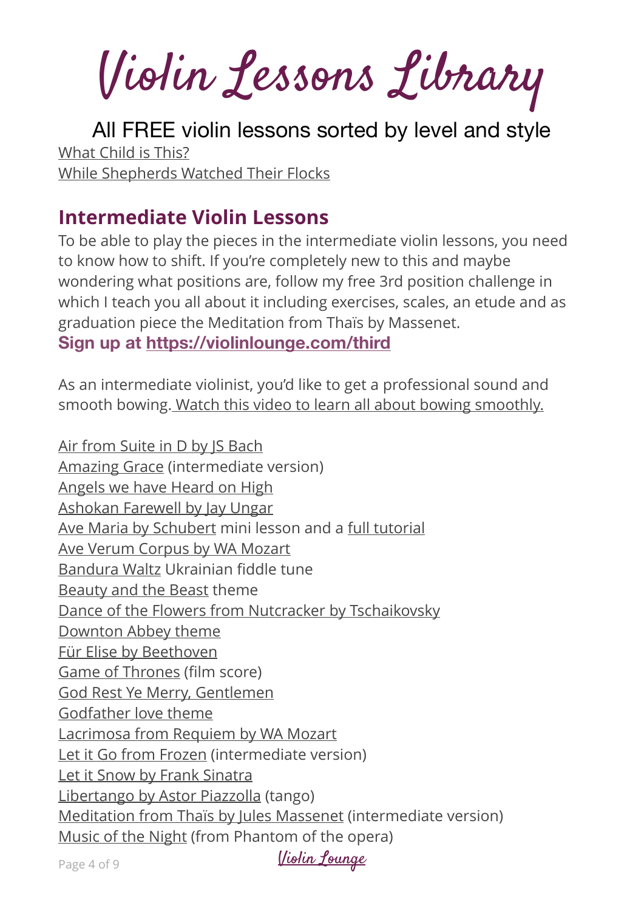# Violin Lessons Library

All FREE violin lessons sorted by level and style

What Child is This?
While Shepherds Watched Their Flocks

## Intermediate Violin Lessons

To be able to play the pieces in the intermediate violin lessons, you need to know how to shift. If you're completely new to this and maybe wondering what positions are, follow my free 3rd position challenge in which I teach you all about it including exercises, scales, an etude and as graduation piece the Meditation from Thaïs by Massenet.

**Sign up at https://violinlounge.com/third**

As an intermediate violinist, you'd like to get a professional sound and smooth bowing. Watch this video to learn all about bowing smoothly.

Air from Suite in D by JS Bach
Amazing Grace (intermediate version)
Angels we have Heard on High
Ashokan Farewell by Jay Ungar
Ave Maria by Schubert mini lesson and a full tutorial
Ave Verum Corpus by WA Mozart
Bandura Waltz Ukrainian fiddle tune
Beauty and the Beast theme
Dance of the Flowers from Nutcracker by Tschaikovsky
Downton Abbey theme
Für Elise by Beethoven
Game of Thrones (film score)
God Rest Ye Merry, Gentlemen
Godfather love theme
Lacrimosa from Requiem by WA Mozart
Let it Go from Frozen (intermediate version)
Let it Snow by Frank Sinatra
Libertango by Astor Piazzolla (tango)
Meditation from Thaïs by Jules Massenet (intermediate version)
Music of the Night (from Phantom of the opera)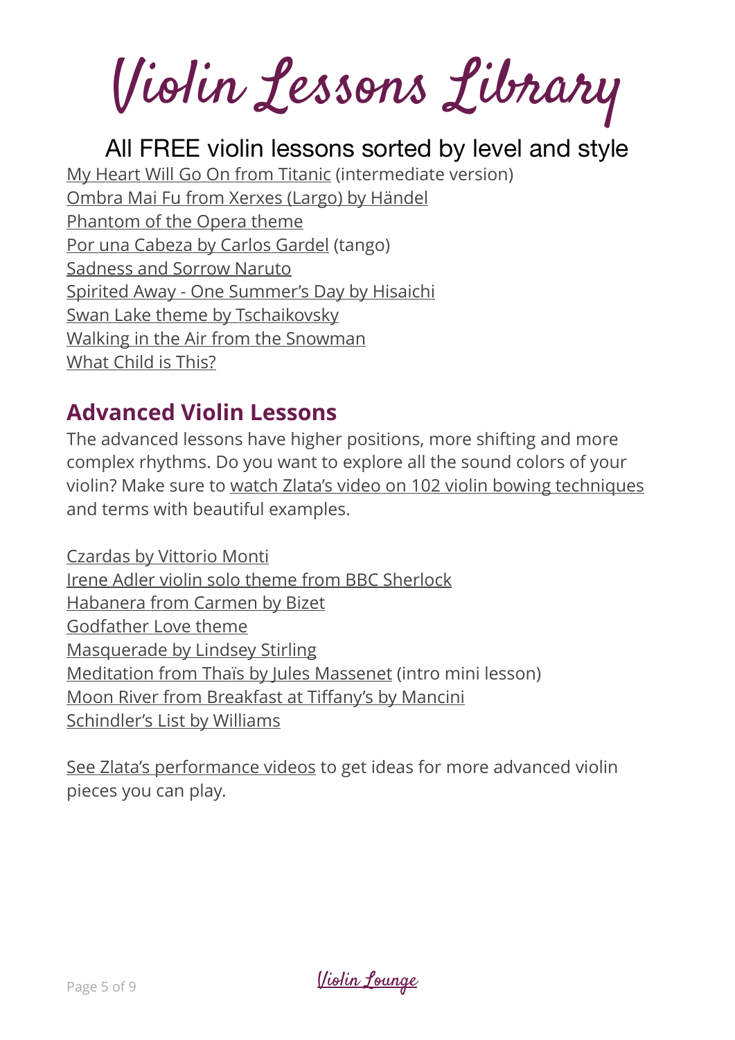# Violin Lessons Library

All FREE violin lessons sorted by level and style

My Heart Will Go On from Titanic (intermediate version)
Ombra Mai Fu from Xerxes (Largo) by Händel
Phantom of the Opera theme
Por una Cabeza by Carlos Gardel (tango)
Sadness and Sorrow Naruto
Spirited Away - One Summer's Day by Hisaichi
Swan Lake theme by Tschaikovsky
Walking in the Air from the Snowman
What Child is This?

## Advanced Violin Lessons

The advanced lessons have higher positions, more shifting and more complex rhythms. Do you want to explore all the sound colors of your violin? Make sure to watch Zlata's video on 102 violin bowing techniques and terms with beautiful examples.

Czardas by Vittorio Monti
Irene Adler violin solo theme from BBC Sherlock
Habanera from Carmen by Bizet
Godfather Love theme
Masquerade by Lindsey Stirling
Meditation from Thaïs by Jules Massenet (intro mini lesson)
Moon River from Breakfast at Tiffany's by Mancini
Schindler's List by Williams

See Zlata's performance videos to get ideas for more advanced violin pieces you can play.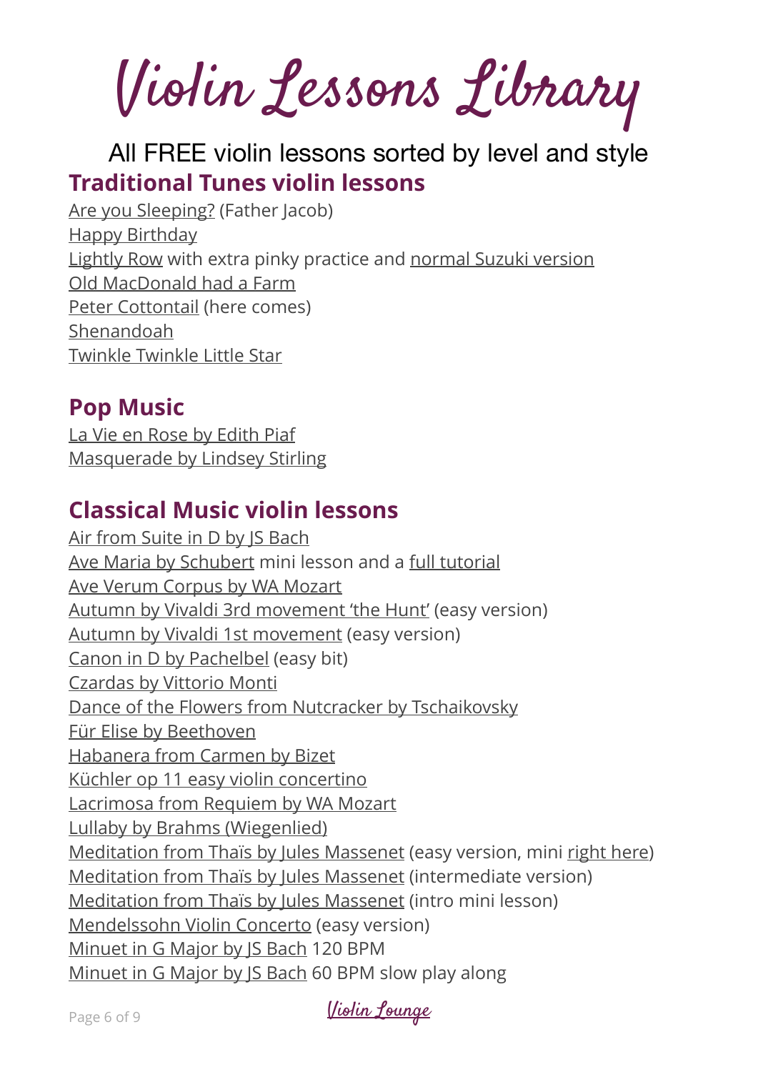# Violin Lessons Library

All FREE violin lessons sorted by level and style

## Traditional Tunes violin lessons

Are you Sleeping? (Father Jacob)
Happy Birthday
Lightly Row with extra pinky practice and normal Suzuki version
Old MacDonald had a Farm
Peter Cottontail (here comes)
Shenandoah
Twinkle Twinkle Little Star

## Pop Music

La Vie en Rose by Edith Piaf
Masquerade by Lindsey Stirling

## Classical Music violin lessons

Air from Suite in D by JS Bach
Ave Maria by Schubert mini lesson and a full tutorial
Ave Verum Corpus by WA Mozart
Autumn by Vivaldi 3rd movement 'the Hunt' (easy version)
Autumn by Vivaldi 1st movement (easy version)
Canon in D by Pachelbel (easy bit)
Czardas by Vittorio Monti
Dance of the Flowers from Nutcracker by Tschaikovsky
Für Elise by Beethoven
Habanera from Carmen by Bizet
Küchler op 11 easy violin concertino
Lacrimosa from Requiem by WA Mozart
Lullaby by Brahms (Wiegenlied)
Meditation from Thaïs by Jules Massenet (easy version, mini right here)
Meditation from Thaïs by Jules Massenet (intermediate version)
Meditation from Thaïs by Jules Massenet (intro mini lesson)
Mendelssohn Violin Concerto (easy version)
Minuet in G Major by JS Bach 120 BPM
Minuet in G Major by JS Bach 60 BPM slow play along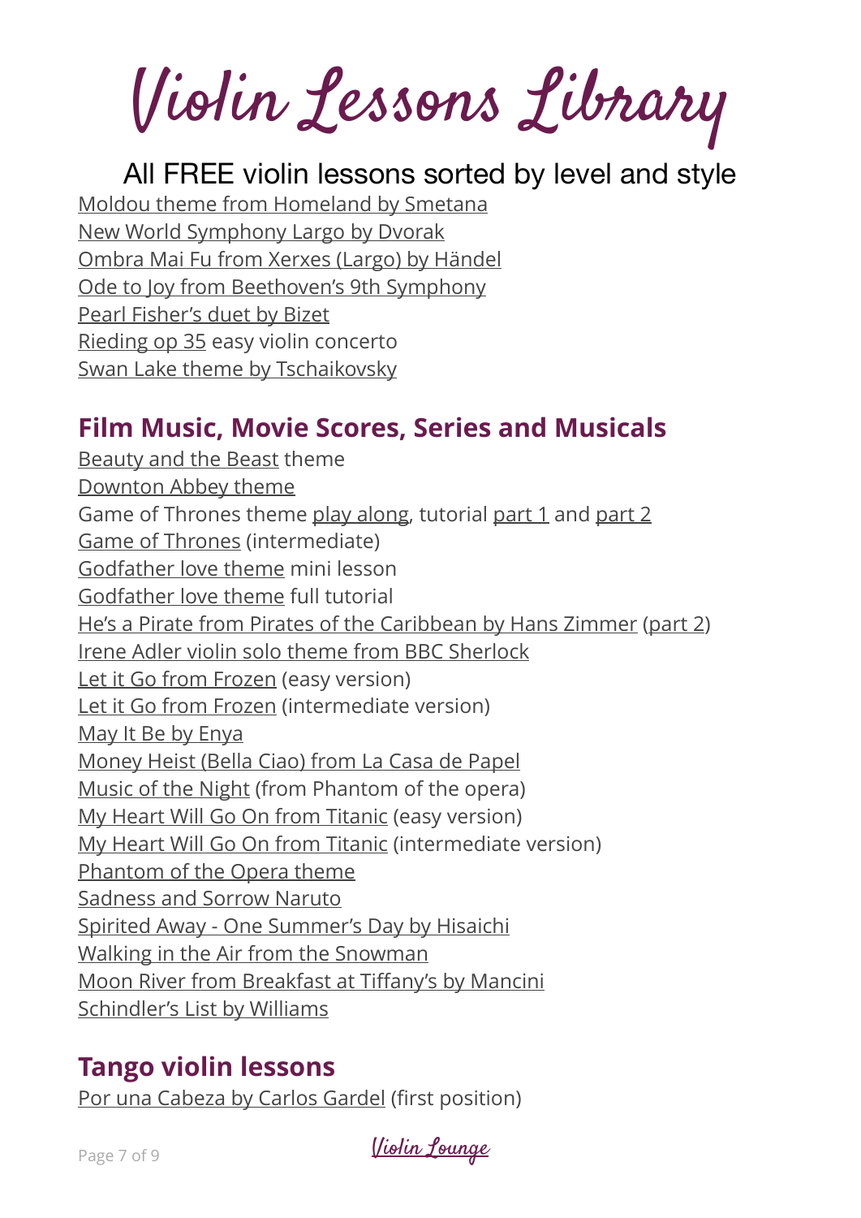# Violin Lessons Library

All FREE violin lessons sorted by level and style

Moldou theme from Homeland by Smetana
New World Symphony Largo by Dvorak
Ombra Mai Fu from Xerxes (Largo) by Händel
Ode to Joy from Beethoven's 9th Symphony
Pearl Fisher's duet by Bizet
Rieding op 35 easy violin concerto
Swan Lake theme by Tschaikovsky

## Film Music, Movie Scores, Series and Musicals

Beauty and the Beast theme
Downton Abbey theme
Game of Thrones theme play along, tutorial part 1 and part 2
Game of Thrones (intermediate)
Godfather love theme mini lesson
Godfather love theme full tutorial
He's a Pirate from Pirates of the Caribbean by Hans Zimmer (part 2)
Irene Adler violin solo theme from BBC Sherlock
Let it Go from Frozen (easy version)
Let it Go from Frozen (intermediate version)
May It Be by Enya
Money Heist (Bella Ciao) from La Casa de Papel
Music of the Night (from Phantom of the opera)
My Heart Will Go On from Titanic (easy version)
My Heart Will Go On from Titanic (intermediate version)
Phantom of the Opera theme
Sadness and Sorrow Naruto
Spirited Away - One Summer's Day by Hisaichi
Walking in the Air from the Snowman
Moon River from Breakfast at Tiffany's by Mancini
Schindler's List by Williams

## Tango violin lessons

Por una Cabeza by Carlos Gardel (first position)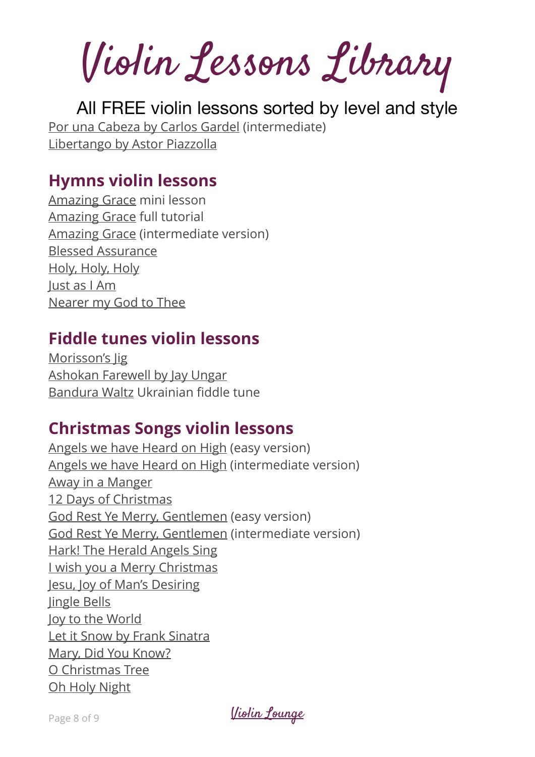# Violin Lessons Library

All FREE violin lessons sorted by level and style

Por una Cabeza by Carlos Gardel (intermediate)
Libertango by Astor Piazzolla

## Hymns violin lessons

Amazing Grace mini lesson
Amazing Grace full tutorial
Amazing Grace (intermediate version)
Blessed Assurance
Holy, Holy, Holy
Just as I Am
Nearer my God to Thee

## Fiddle tunes violin lessons

Morisson's Jig
Ashokan Farewell by Jay Ungar
Bandura Waltz Ukrainian fiddle tune

## Christmas Songs violin lessons

Angels we have Heard on High (easy version)
Angels we have Heard on High (intermediate version)
Away in a Manger
12 Days of Christmas
God Rest Ye Merry, Gentlemen (easy version)
God Rest Ye Merry, Gentlemen (intermediate version)
Hark! The Herald Angels Sing
I wish you a Merry Christmas
Jesu, Joy of Man's Desiring
Jingle Bells
Joy to the World
Let it Snow by Frank Sinatra
Mary, Did You Know?
O Christmas Tree
Oh Holy Night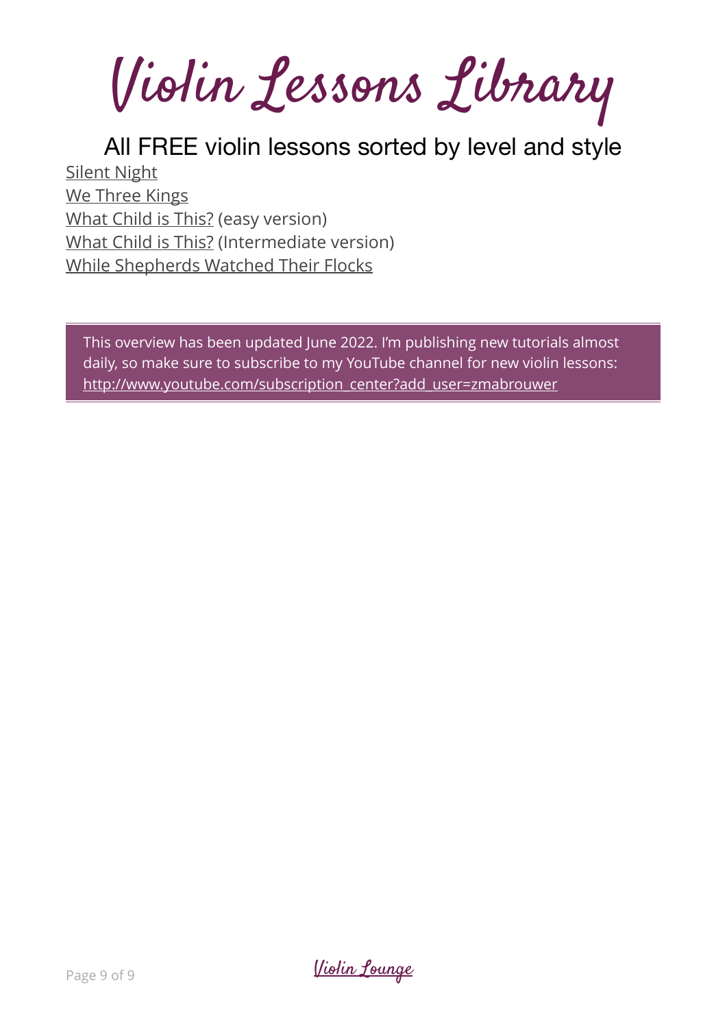# Violin Lessons Library

All FREE violin lessons sorted by level and style

Silent Night
We Three Kings
What Child is This? (easy version)
What Child is This? (Intermediate version)
While Shepherds Watched Their Flocks

This overview has been updated June 2022. I'm publishing new tutorials almost daily, so make sure to subscribe to my YouTube channel for new violin lessons: http://www.youtube.com/subscription_center?add_user=zmabrouwer